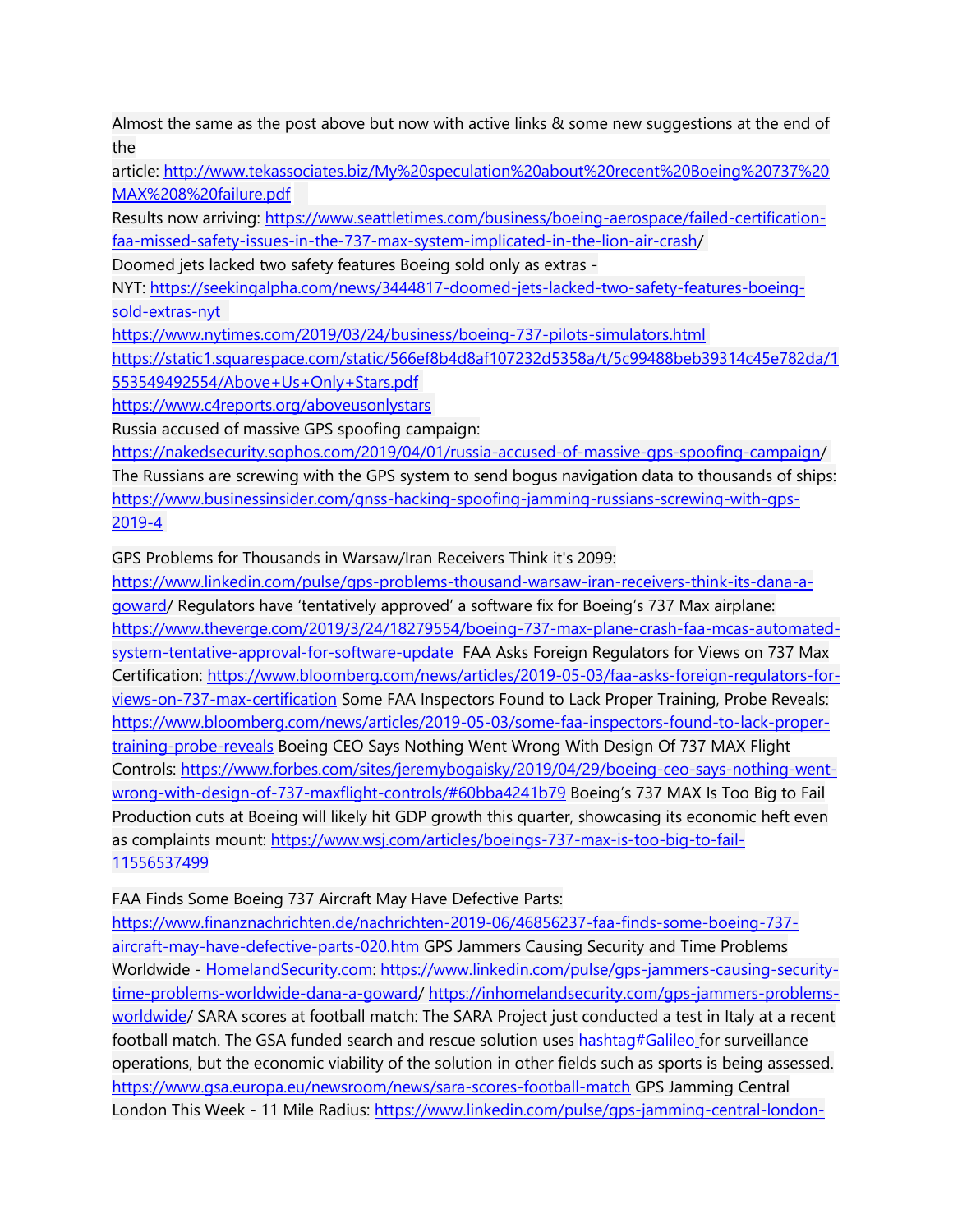Almost the same as the post above but now with active links & some new suggestions at the end of the article: http://www.tekassociates.biz/My%20speculation%20about%20recent%20Boeing%20737%20MAX%208%20failure.pdf

Results now arriving: https://www.seattletimes.com/business/boeing-aerospace/failed-certification-faa-missed-safety-issues-in-the-737-max-system-implicated-in-the-lion-air-crash/

Doomed jets lacked two safety features Boeing sold only as extras - NYT: https://seekingalpha.com/news/3444817-doomed-jets-lacked-two-safety-features-boeing-sold-extras-nyt

https://www.nytimes.com/2019/03/24/business/boeing-737-pilots-simulators.html

https://static1.squarespace.com/static/566ef8b4d8af107232d5358a/t/5c99488beb39314c45e782da/1553549492554/Above+Us+Only+Stars.pdf

https://www.c4reports.org/aboveusonlystars

Russia accused of massive GPS spoofing campaign: https://nakedsecurity.sophos.com/2019/04/01/russia-accused-of-massive-gps-spoofing-campaign/

The Russians are screwing with the GPS system to send bogus navigation data to thousands of ships: https://www.businessinsider.com/gnss-hacking-spoofing-jamming-russians-screwing-with-gps-2019-4

GPS Problems for Thousands in Warsaw/Iran Receivers Think it's 2099: https://www.linkedin.com/pulse/gps-problems-thousand-warsaw-iran-receivers-think-its-dana-a-goward/ Regulators have 'tentatively approved' a software fix for Boeing's 737 Max airplane: https://www.theverge.com/2019/3/24/18279554/boeing-737-max-plane-crash-faa-mcas-automated-system-tentative-approval-for-software-update FAA Asks Foreign Regulators for Views on 737 Max Certification: https://www.bloomberg.com/news/articles/2019-05-03/faa-asks-foreign-regulators-for-views-on-737-max-certification Some FAA Inspectors Found to Lack Proper Training, Probe Reveals: https://www.bloomberg.com/news/articles/2019-05-03/some-faa-inspectors-found-to-lack-proper-training-probe-reveals Boeing CEO Says Nothing Went Wrong With Design Of 737 MAX Flight Controls: https://www.forbes.com/sites/jeremybogaisky/2019/04/29/boeing-ceo-says-nothing-went-wrong-with-design-of-737-maxflight-controls/#60bba4241b79 Boeing's 737 MAX Is Too Big to Fail Production cuts at Boeing will likely hit GDP growth this quarter, showcasing its economic heft even as complaints mount: https://www.wsj.com/articles/boeings-737-max-is-too-big-to-fail-11556537499

FAA Finds Some Boeing 737 Aircraft May Have Defective Parts: https://www.finanznachrichten.de/nachrichten-2019-06/46856237-faa-finds-some-boeing-737-aircraft-may-have-defective-parts-020.htm GPS Jammers Causing Security and Time Problems Worldwide - HomelandSecurity.com: https://www.linkedin.com/pulse/gps-jammers-causing-security-time-problems-worldwide-dana-a-goward/ https://inhomelandsecurity.com/gps-jammers-problems-worldwide/ SARA scores at football match: The SARA Project just conducted a test in Italy at a recent football match. The GSA funded search and rescue solution uses hashtag#Galileo for surveillance operations, but the economic viability of the solution in other fields such as sports is being assessed. https://www.gsa.europa.eu/newsroom/news/sara-scores-football-match GPS Jamming Central London This Week - 11 Mile Radius: https://www.linkedin.com/pulse/gps-jamming-central-london-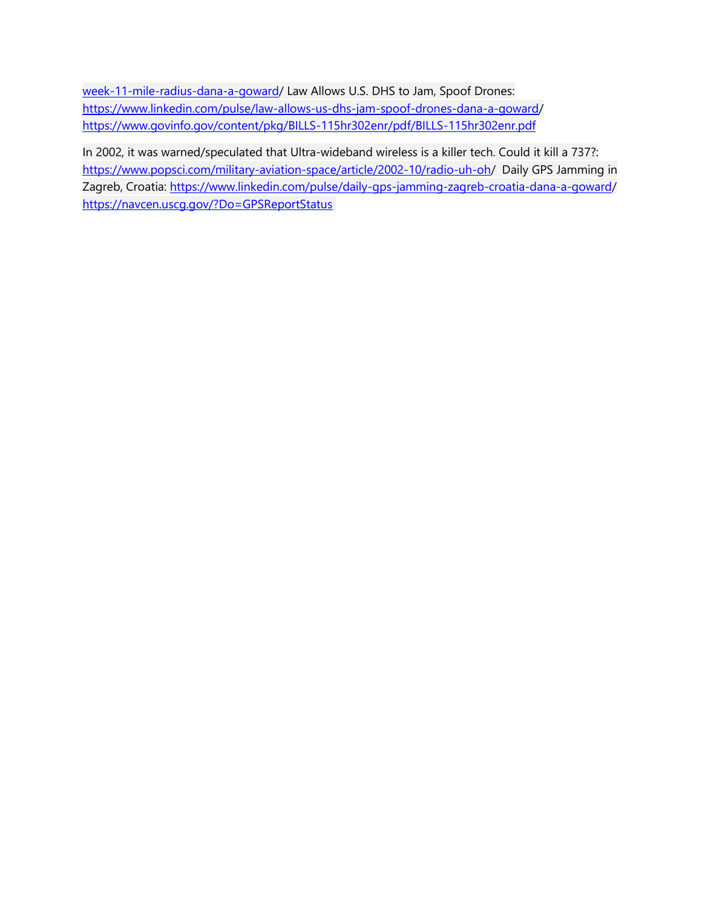week-11-mile-radius-dana-a-goward/ Law Allows U.S. DHS to Jam, Spoof Drones: https://www.linkedin.com/pulse/law-allows-us-dhs-jam-spoof-drones-dana-a-goward/ https://www.govinfo.gov/content/pkg/BILLS-115hr302enr/pdf/BILLS-115hr302enr.pdf

In 2002, it was warned/speculated that Ultra-wideband wireless is a killer tech. Could it kill a 737?: https://www.popsci.com/military-aviation-space/article/2002-10/radio-uh-oh/ Daily GPS Jamming in Zagreb, Croatia: https://www.linkedin.com/pulse/daily-gps-jamming-zagreb-croatia-dana-a-goward/ https://navcen.uscg.gov/?Do=GPSReportStatus